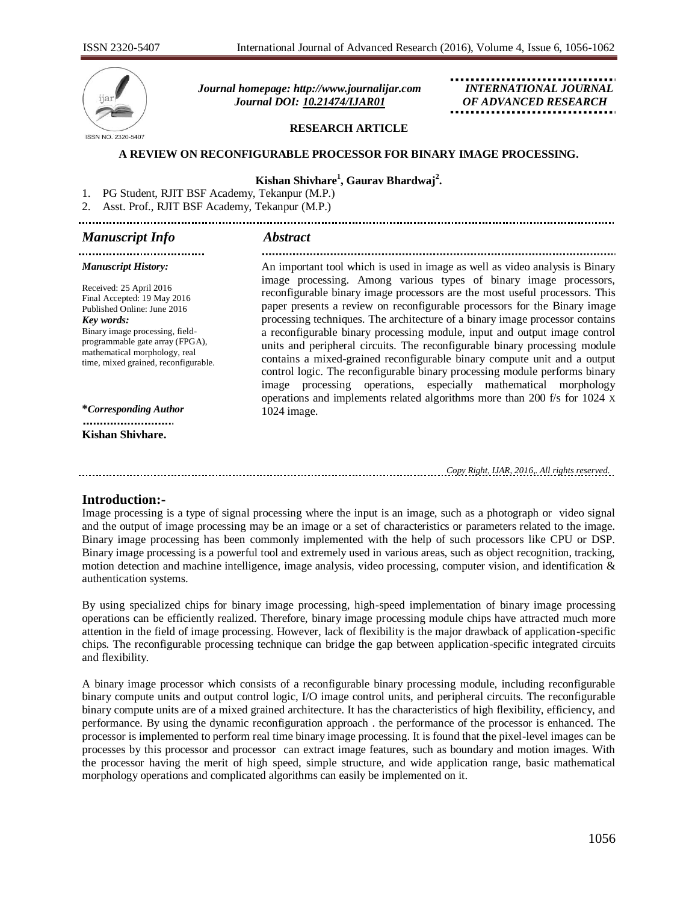*Journal homepage: http://www.journalijar.com*
*Journal DOI: 10.21474/IJAR01*

*INTERNATIONAL JOURNAL OF ADVANCED RESEARCH*

**RESEARCH ARTICLE**

# A REVIEW ON RECONFIGURABLE PROCESSOR FOR BINARY IMAGE PROCESSING.

**Kishan Shivhare[1], Gaurav Bhardwaj[2].**

1. PG Student, RJIT BSF Academy, Tekanpur (M.P.)
2. Asst. Prof., RJIT BSF Academy, Tekanpur (M.P.)

## *Manuscript Info*

***Manuscript History:***

Received: 25 April 2016
Final Accepted: 19 May 2016
Published Online: June 2016

***Key words:***
Binary image processing, field-programmable gate array (FPGA), mathematical morphology, real time, mixed grained, reconfigurable.

***\*Corresponding Author***

**Kishan Shivhare.**

## *Abstract*

An important tool which is used in image as well as video analysis is Binary image processing. Among various types of binary image processors, reconfigurable binary image processors are the most useful processors. This paper presents a review on reconfigurable processors for the Binary image processing techniques. The architecture of a binary image processor contains a reconfigurable binary processing module, input and output image control units and peripheral circuits. The reconfigurable binary processing module contains a mixed-grained reconfigurable binary compute unit and a output control logic. The reconfigurable binary processing module performs binary image processing operations, especially mathematical morphology operations and implements related algorithms more than 200 f/s for 1024 x 1024 image.

*Copy Right, IJAR, 2016,. All rights reserved.*

## Introduction:-

Image processing is a type of signal processing where the input is an image, such as a photograph or video signal and the output of image processing may be an image or a set of characteristics or parameters related to the image. Binary image processing has been commonly implemented with the help of such processors like CPU or DSP. Binary image processing is a powerful tool and extremely used in various areas, such as object recognition, tracking, motion detection and machine intelligence, image analysis, video processing, computer vision, and identification & authentication systems.

By using specialized chips for binary image processing, high-speed implementation of binary image processing operations can be efficiently realized. Therefore, binary image processing module chips have attracted much more attention in the field of image processing. However, lack of flexibility is the major drawback of application-specific chips. The reconfigurable processing technique can bridge the gap between application-specific integrated circuits and flexibility.

A binary image processor which consists of a reconfigurable binary processing module, including reconfigurable binary compute units and output control logic, I/O image control units, and peripheral circuits. The reconfigurable binary compute units are of a mixed grained architecture. It has the characteristics of high flexibility, efficiency, and performance. By using the dynamic reconfiguration approach . the performance of the processor is enhanced. The processor is implemented to perform real time binary image processing. It is found that the pixel-level images can be processes by this processor and processor can extract image features, such as boundary and motion images. With the processor having the merit of high speed, simple structure, and wide application range, basic mathematical morphology operations and complicated algorithms can easily be implemented on it.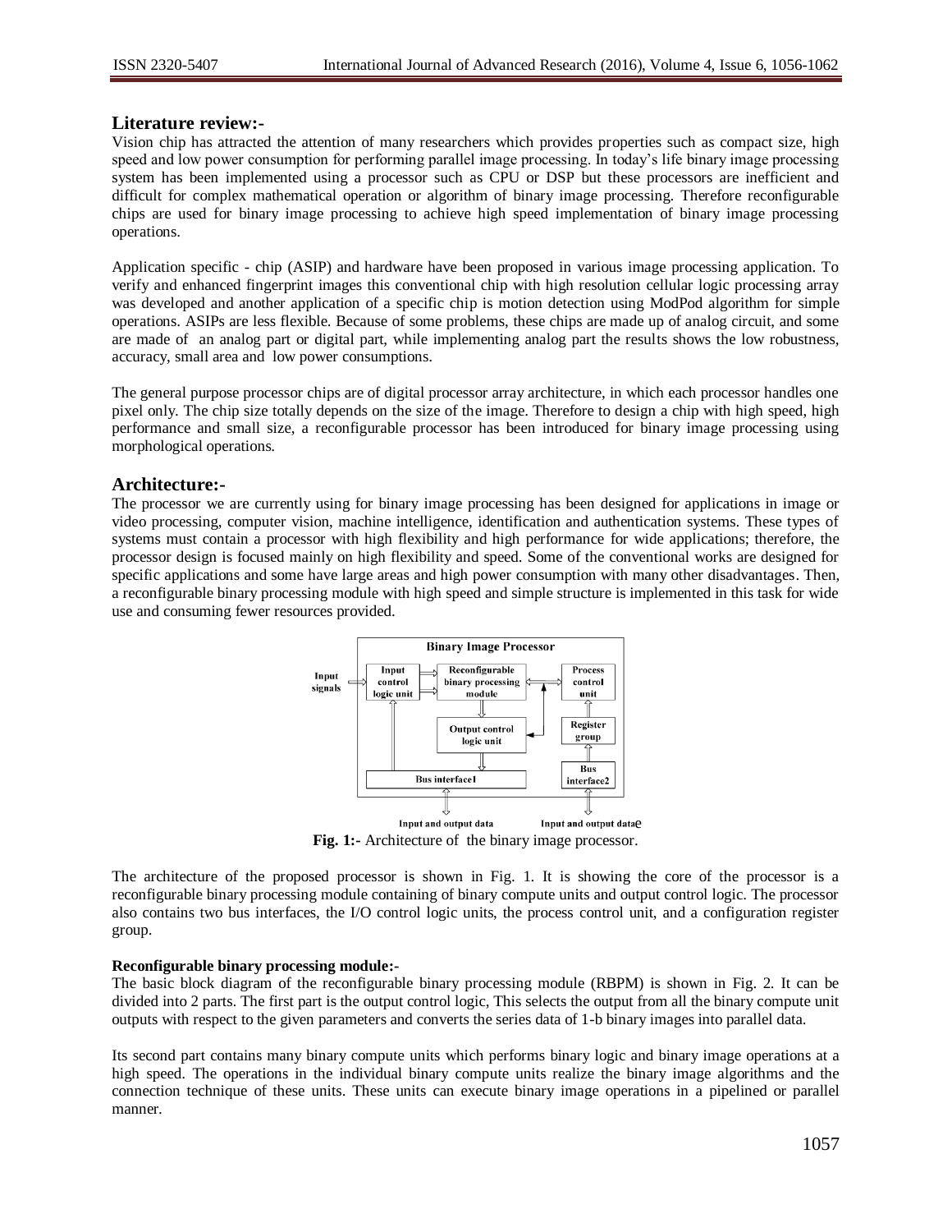## Literature review:-

Vision chip has attracted the attention of many researchers which provides properties such as compact size, high speed and low power consumption for performing parallel image processing. In today's life binary image processing system has been implemented using a processor such as CPU or DSP but these processors are inefficient and difficult for complex mathematical operation or algorithm of binary image processing. Therefore reconfigurable chips are used for binary image processing to achieve high speed implementation of binary image processing operations.

Application specific - chip (ASIP) and hardware have been proposed in various image processing application. To verify and enhanced fingerprint images this conventional chip with high resolution cellular logic processing array was developed and another application of a specific chip is motion detection using ModPod algorithm for simple operations. ASIPs are less flexible. Because of some problems, these chips are made up of analog circuit, and some are made of an analog part or digital part, while implementing analog part the results shows the low robustness, accuracy, small area and low power consumptions.

The general purpose processor chips are of digital processor array architecture, in which each processor handles one pixel only. The chip size totally depends on the size of the image. Therefore to design a chip with high speed, high performance and small size, a reconfigurable processor has been introduced for binary image processing using morphological operations.

## Architecture:-

The processor we are currently using for binary image processing has been designed for applications in image or video processing, computer vision, machine intelligence, identification and authentication systems. These types of systems must contain a processor with high flexibility and high performance for wide applications; therefore, the processor design is focused mainly on high flexibility and speed. Some of the conventional works are designed for specific applications and some have large areas and high power consumption with many other disadvantages. Then, a reconfigurable binary processing module with high speed and simple structure is implemented in this task for wide use and consuming fewer resources provided.

**Fig. 1:**- Architecture of the binary image processor.

The architecture of the proposed processor is shown in Fig. 1. It is showing the core of the processor is a reconfigurable binary processing module containing of binary compute units and output control logic. The processor also contains two bus interfaces, the I/O control logic units, the process control unit, and a configuration register group.

**Reconfigurable binary processing module:-**

The basic block diagram of the reconfigurable binary processing module (RBPM) is shown in Fig. 2. It can be divided into 2 parts. The first part is the output control logic, This selects the output from all the binary compute unit outputs with respect to the given parameters and converts the series data of 1-b binary images into parallel data.

Its second part contains many binary compute units which performs binary logic and binary image operations at a high speed. The operations in the individual binary compute units realize the binary image algorithms and the connection technique of these units. These units can execute binary image operations in a pipelined or parallel manner.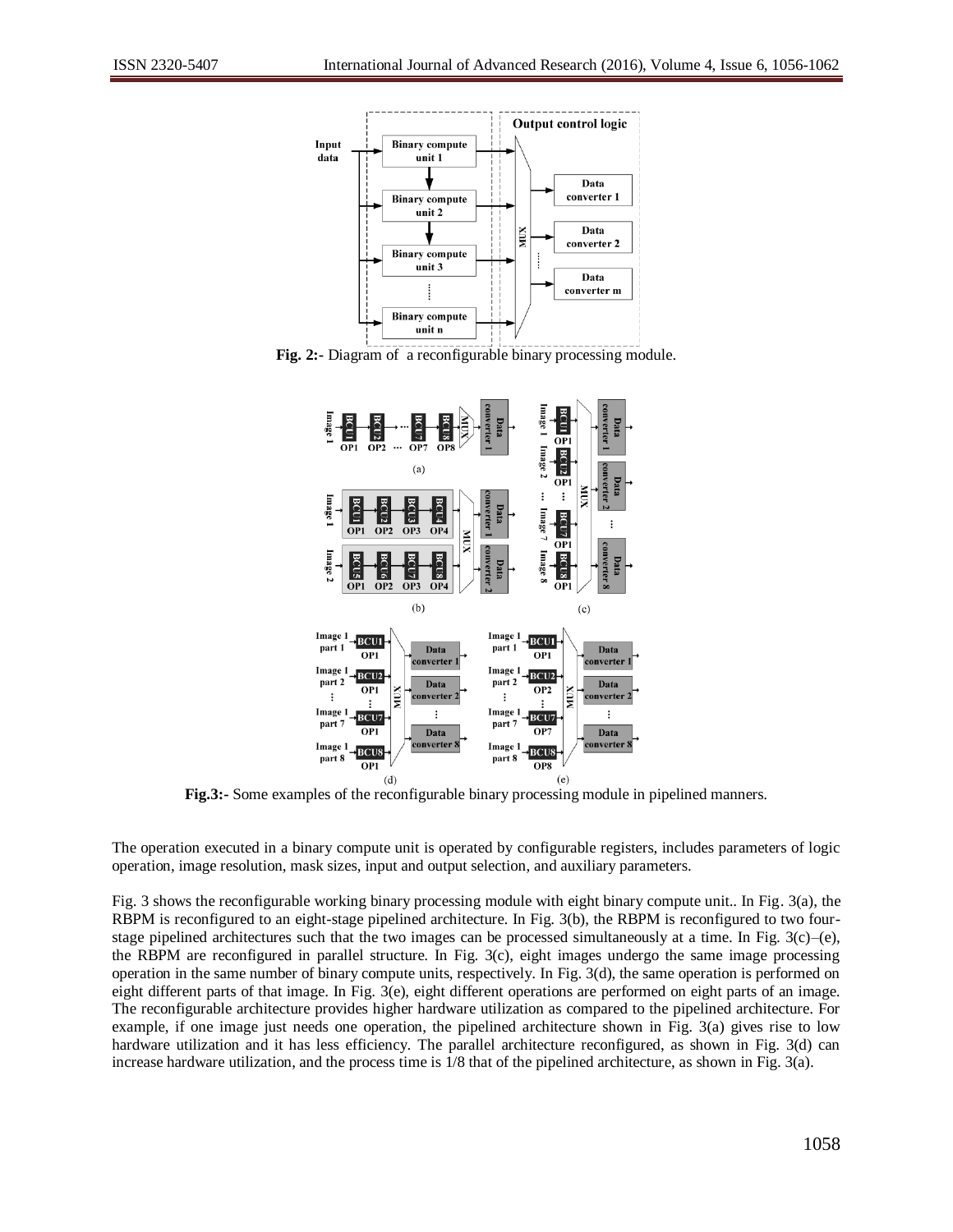**Fig. 2:-** Diagram of a reconfigurable binary processing module.

**Fig.3:-** Some examples of the reconfigurable binary processing module in pipelined manners.

The operation executed in a binary compute unit is operated by configurable registers, includes parameters of logic operation, image resolution, mask sizes, input and output selection, and auxiliary parameters.

Fig. 3 shows the reconfigurable working binary processing module with eight binary compute unit.. In Fig. 3(a), the RBPM is reconfigured to an eight-stage pipelined architecture. In Fig. 3(b), the RBPM is reconfigured to two four-stage pipelined architectures such that the two images can be processed simultaneously at a time. In Fig. 3(c)–(e), the RBPM are reconfigured in parallel structure. In Fig. 3(c), eight images undergo the same image processing operation in the same number of binary compute units, respectively. In Fig. 3(d), the same operation is performed on eight different parts of that image. In Fig. 3(e), eight different operations are performed on eight parts of an image. The reconfigurable architecture provides higher hardware utilization as compared to the pipelined architecture. For example, if one image just needs one operation, the pipelined architecture shown in Fig. 3(a) gives rise to low hardware utilization and it has less efficiency. The parallel architecture reconfigured, as shown in Fig. 3(d) can increase hardware utilization, and the process time is 1/8 that of the pipelined architecture, as shown in Fig. 3(a).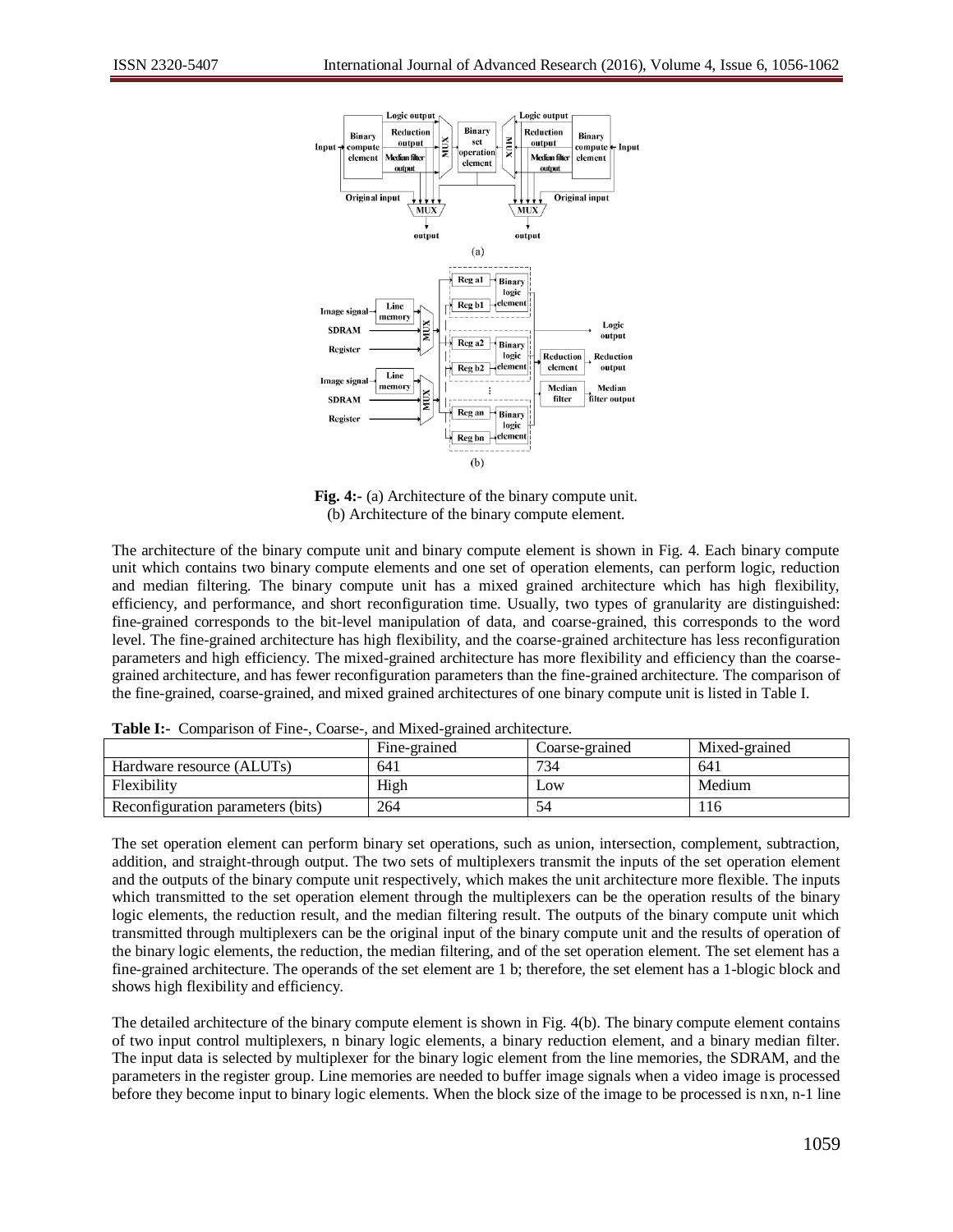**Fig. 4:-** (a) Architecture of the binary compute unit.
(b) Architecture of the binary compute element.

The architecture of the binary compute unit and binary compute element is shown in Fig. 4. Each binary compute unit which contains two binary compute elements and one set of operation elements, can perform logic, reduction and median filtering. The binary compute unit has a mixed grained architecture which has high flexibility, efficiency, and performance, and short reconfiguration time. Usually, two types of granularity are distinguished: fine-grained corresponds to the bit-level manipulation of data, and coarse-grained, this corresponds to the word level. The fine-grained architecture has high flexibility, and the coarse-grained architecture has less reconfiguration parameters and high efficiency. The mixed-grained architecture has more flexibility and efficiency than the coarse-grained architecture, and has fewer reconfiguration parameters than the fine-grained architecture. The comparison of the fine-grained, coarse-grained, and mixed grained architectures of one binary compute unit is listed in Table I.

**Table I:-** Comparison of Fine-, Coarse-, and Mixed-grained architecture.

| | Fine-grained | Coarse-grained | Mixed-grained |
| --- | --- | --- | --- |
| Hardware resource (ALUTs) | 641 | 734 | 641 |
| Flexibility | High | Low | Medium |
| Reconfiguration parameters (bits) | 264 | 54 | 116 |

The set operation element can perform binary set operations, such as union, intersection, complement, subtraction, addition, and straight-through output. The two sets of multiplexers transmit the inputs of the set operation element and the outputs of the binary compute unit respectively, which makes the unit architecture more flexible. The inputs which transmitted to the set operation element through the multiplexers can be the operation results of the binary logic elements, the reduction result, and the median filtering result. The outputs of the binary compute unit which transmitted through multiplexers can be the original input of the binary compute unit and the results of operation of the binary logic elements, the reduction, the median filtering, and of the set operation element. The set element has a fine-grained architecture. The operands of the set element are 1 b; therefore, the set element has a 1-blogic block and shows high flexibility and efficiency.

The detailed architecture of the binary compute element is shown in Fig. 4(b). The binary compute element contains of two input control multiplexers, n binary logic elements, a binary reduction element, and a binary median filter. The input data is selected by multiplexer for the binary logic element from the line memories, the SDRAM, and the parameters in the register group. Line memories are needed to buffer image signals when a video image is processed before they become input to binary logic elements. When the block size of the image to be processed is n×n, n-1 line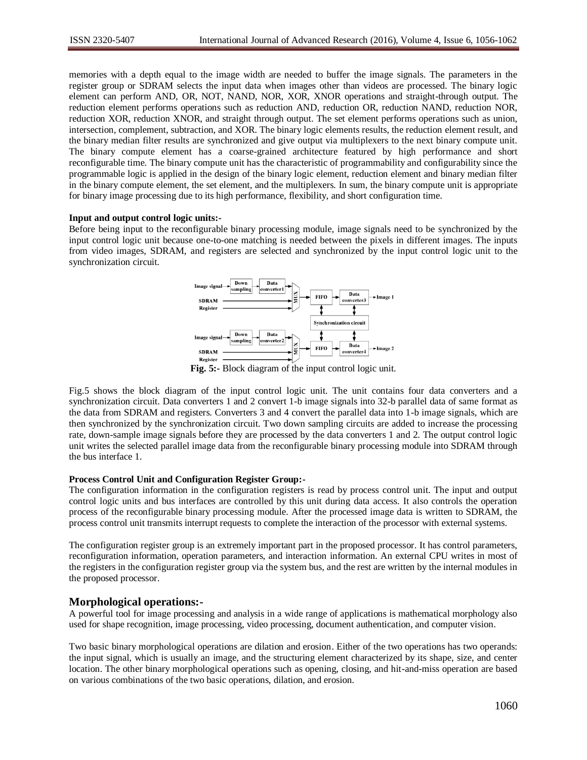memories with a depth equal to the image width are needed to buffer the image signals. The parameters in the register group or SDRAM selects the input data when images other than videos are processed. The binary logic element can perform AND, OR, NOT, NAND, NOR, XOR, XNOR operations and straight-through output. The reduction element performs operations such as reduction AND, reduction OR, reduction NAND, reduction NOR, reduction XOR, reduction XNOR, and straight through output. The set element performs operations such as union, intersection, complement, subtraction, and XOR. The binary logic elements results, the reduction element result, and the binary median filter results are synchronized and give output via multiplexers to the next binary compute unit. The binary compute element has a coarse-grained architecture featured by high performance and short reconfigurable time. The binary compute unit has the characteristic of programmability and configurability since the programmable logic is applied in the design of the binary logic element, reduction element and binary median filter in the binary compute element, the set element, and the multiplexers. In sum, the binary compute unit is appropriate for binary image processing due to its high performance, flexibility, and short configuration time.

**Input and output control logic units:-**

Before being input to the reconfigurable binary processing module, image signals need to be synchronized by the input control logic unit because one-to-one matching is needed between the pixels in different images. The inputs from video images, SDRAM, and registers are selected and synchronized by the input control logic unit to the synchronization circuit.

**Fig. 5:-** Block diagram of the input control logic unit.

Fig.5 shows the block diagram of the input control logic unit. The unit contains four data converters and a synchronization circuit. Data converters 1 and 2 convert 1-b image signals into 32-b parallel data of same format as the data from SDRAM and registers. Converters 3 and 4 convert the parallel data into 1-b image signals, which are then synchronized by the synchronization circuit. Two down sampling circuits are added to increase the processing rate, down-sample image signals before they are processed by the data converters 1 and 2. The output control logic unit writes the selected parallel image data from the reconfigurable binary processing module into SDRAM through the bus interface 1.

**Process Control Unit and Configuration Register Group:-**

The configuration information in the configuration registers is read by process control unit. The input and output control logic units and bus interfaces are controlled by this unit during data access. It also controls the operation process of the reconfigurable binary processing module. After the processed image data is written to SDRAM, the process control unit transmits interrupt requests to complete the interaction of the processor with external systems.

The configuration register group is an extremely important part in the proposed processor. It has control parameters, reconfiguration information, operation parameters, and interaction information. An external CPU writes in most of the registers in the configuration register group via the system bus, and the rest are written by the internal modules in the proposed processor.

## Morphological operations:-

A powerful tool for image processing and analysis in a wide range of applications is mathematical morphology also used for shape recognition, image processing, video processing, document authentication, and computer vision.

Two basic binary morphological operations are dilation and erosion. Either of the two operations has two operands: the input signal, which is usually an image, and the structuring element characterized by its shape, size, and center location. The other binary morphological operations such as opening, closing, and hit-and-miss operation are based on various combinations of the two basic operations, dilation, and erosion.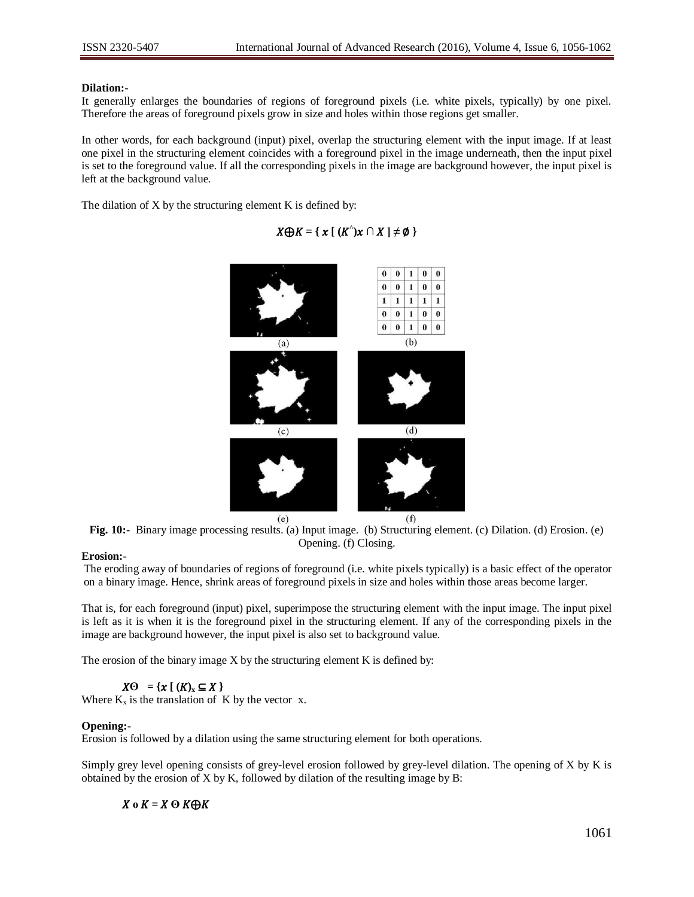**Dilation:-**

It generally enlarges the boundaries of regions of foreground pixels (i.e. white pixels, typically) by one pixel. Therefore the areas of foreground pixels grow in size and holes within those regions get smaller.

In other words, for each background (input) pixel, overlap the structuring element with the input image. If at least one pixel in the structuring element coincides with a foreground pixel in the image underneath, then the input pixel is set to the foreground value. If all the corresponding pixels in the image are background however, the input pixel is left at the background value.

The dilation of X by the structuring element K is defined by:

$$X \oplus K = \{ x \, [ \, (K^{\wedge})x \cap X \, ] \neq \emptyset \, \}$$

| 0 | 0 | 1 | 0 | 0 |
|---|---|---|---|---|
| 0 | 0 | 1 | 0 | 0 |
| 1 | 1 | 1 | 1 | 1 |
| 0 | 0 | 1 | 0 | 0 |
| 0 | 0 | 1 | 0 | 0 |

(a) (b) (c) (d) (e) (f)

**Fig. 10:-** Binary image processing results. (a) Input image. (b) Structuring element. (c) Dilation. (d) Erosion. (e) Opening. (f) Closing.

**Erosion:-**

The eroding away of boundaries of regions of foreground (i.e. white pixels typically) is a basic effect of the operator on a binary image. Hence, shrink areas of foreground pixels in size and holes within those areas become larger.

That is, for each foreground (input) pixel, superimpose the structuring element with the input image. The input pixel is left as it is when it is the foreground pixel in the structuring element. If any of the corresponding pixels in the image are background however, the input pixel is also set to background value.

The erosion of the binary image X by the structuring element K is defined by:

$$X\Theta \;= \{x \, [ \, (K)_x \subseteq X \, \}$$

Where $K_x$ is the translation of K by the vector x.

**Opening:-**

Erosion is followed by a dilation using the same structuring element for both operations.

Simply grey level opening consists of grey-level erosion followed by grey-level dilation. The opening of X by K is obtained by the erosion of X by K, followed by dilation of the resulting image by B:

$$X \circ K = X \,\Theta\, K \oplus K$$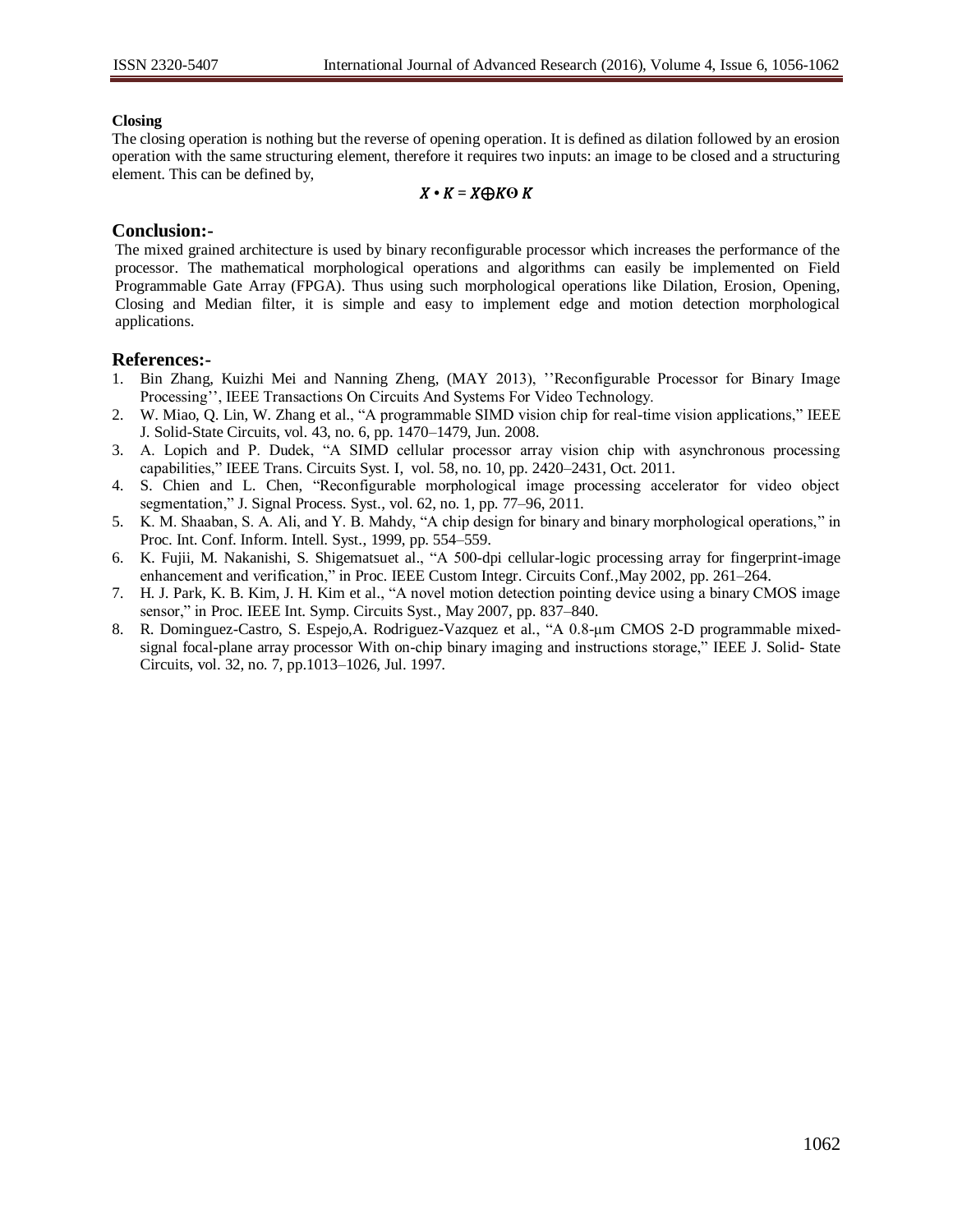**Closing**

The closing operation is nothing but the reverse of opening operation. It is defined as dilation followed by an erosion operation with the same structuring element, therefore it requires two inputs: an image to be closed and a structuring element. This can be defined by,

$$X \bullet K = X \oplus K \Theta K$$

## Conclusion:-

The mixed grained architecture is used by binary reconfigurable processor which increases the performance of the processor. The mathematical morphological operations and algorithms can easily be implemented on Field Programmable Gate Array (FPGA). Thus using such morphological operations like Dilation, Erosion, Opening, Closing and Median filter, it is simple and easy to implement edge and motion detection morphological applications.

## References:-

1. Bin Zhang, Kuizhi Mei and Nanning Zheng, (MAY 2013), ''Reconfigurable Processor for Binary Image Processing'', IEEE Transactions On Circuits And Systems For Video Technology.
2. W. Miao, Q. Lin, W. Zhang et al., "A programmable SIMD vision chip for real-time vision applications," IEEE J. Solid-State Circuits, vol. 43, no. 6, pp. 1470–1479, Jun. 2008.
3. A. Lopich and P. Dudek, "A SIMD cellular processor array vision chip with asynchronous processing capabilities," IEEE Trans. Circuits Syst. I, vol. 58, no. 10, pp. 2420–2431, Oct. 2011.
4. S. Chien and L. Chen, "Reconfigurable morphological image processing accelerator for video object segmentation," J. Signal Process. Syst., vol. 62, no. 1, pp. 77–96, 2011.
5. K. M. Shaaban, S. A. Ali, and Y. B. Mahdy, "A chip design for binary and binary morphological operations," in Proc. Int. Conf. Inform. Intell. Syst., 1999, pp. 554–559.
6. K. Fujii, M. Nakanishi, S. Shigematsuet al., "A 500-dpi cellular-logic processing array for fingerprint-image enhancement and verification," in Proc. IEEE Custom Integr. Circuits Conf.,May 2002, pp. 261–264.
7. H. J. Park, K. B. Kim, J. H. Kim et al., "A novel motion detection pointing device using a binary CMOS image sensor," in Proc. IEEE Int. Symp. Circuits Syst., May 2007, pp. 837–840.
8. R. Dominguez-Castro, S. Espejo,A. Rodriguez-Vazquez et al., "A 0.8-μm CMOS 2-D programmable mixed-signal focal-plane array processor With on-chip binary imaging and instructions storage," IEEE J. Solid- State Circuits, vol. 32, no. 7, pp.1013–1026, Jul. 1997.